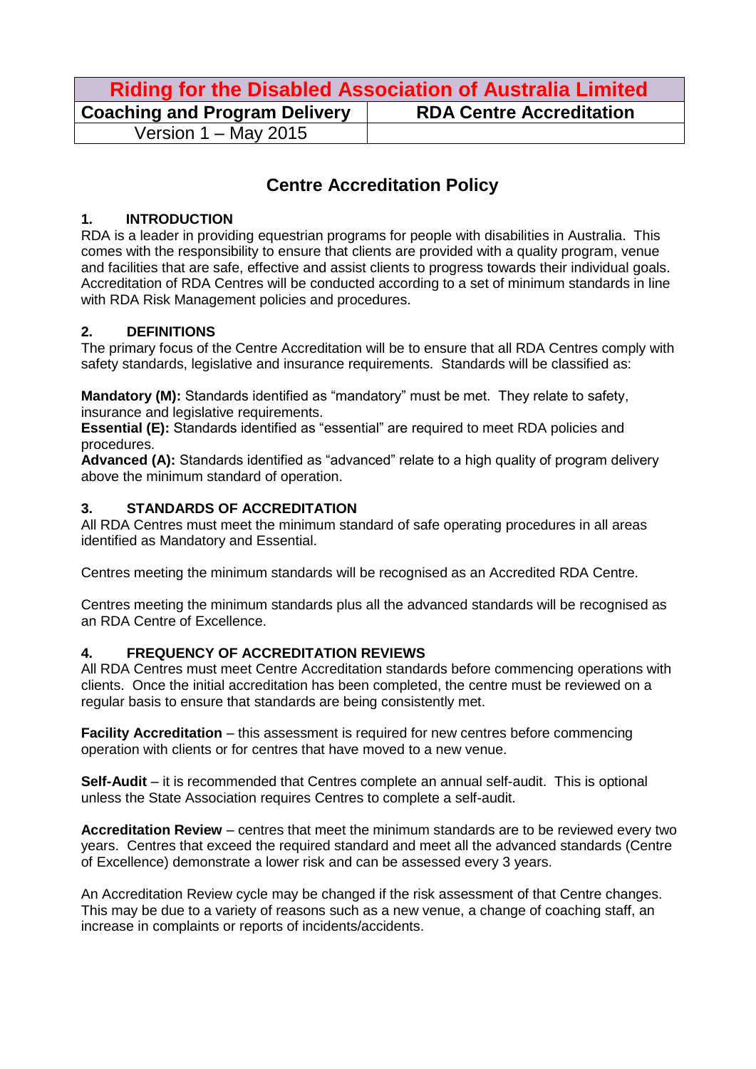| Riding for the Disabled Association of Australia Limited | |
|---|---|
| **Coaching and Program Delivery** | **RDA Centre Accreditation** |
| Version 1 – May 2015 | |

# Centre Accreditation Policy

## 1. INTRODUCTION

RDA is a leader in providing equestrian programs for people with disabilities in Australia. This comes with the responsibility to ensure that clients are provided with a quality program, venue and facilities that are safe, effective and assist clients to progress towards their individual goals. Accreditation of RDA Centres will be conducted according to a set of minimum standards in line with RDA Risk Management policies and procedures.

## 2. DEFINITIONS

The primary focus of the Centre Accreditation will be to ensure that all RDA Centres comply with safety standards, legislative and insurance requirements. Standards will be classified as:

**Mandatory (M):** Standards identified as "mandatory" must be met. They relate to safety, insurance and legislative requirements.
**Essential (E):** Standards identified as "essential" are required to meet RDA policies and procedures.
**Advanced (A):** Standards identified as "advanced" relate to a high quality of program delivery above the minimum standard of operation.

## 3. STANDARDS OF ACCREDITATION

All RDA Centres must meet the minimum standard of safe operating procedures in all areas identified as Mandatory and Essential.

Centres meeting the minimum standards will be recognised as an Accredited RDA Centre.

Centres meeting the minimum standards plus all the advanced standards will be recognised as an RDA Centre of Excellence.

## 4. FREQUENCY OF ACCREDITATION REVIEWS

All RDA Centres must meet Centre Accreditation standards before commencing operations with clients. Once the initial accreditation has been completed, the centre must be reviewed on a regular basis to ensure that standards are being consistently met.

**Facility Accreditation** – this assessment is required for new centres before commencing operation with clients or for centres that have moved to a new venue.

**Self-Audit** – it is recommended that Centres complete an annual self-audit. This is optional unless the State Association requires Centres to complete a self-audit.

**Accreditation Review** – centres that meet the minimum standards are to be reviewed every two years. Centres that exceed the required standard and meet all the advanced standards (Centre of Excellence) demonstrate a lower risk and can be assessed every 3 years.

An Accreditation Review cycle may be changed if the risk assessment of that Centre changes. This may be due to a variety of reasons such as a new venue, a change of coaching staff, an increase in complaints or reports of incidents/accidents.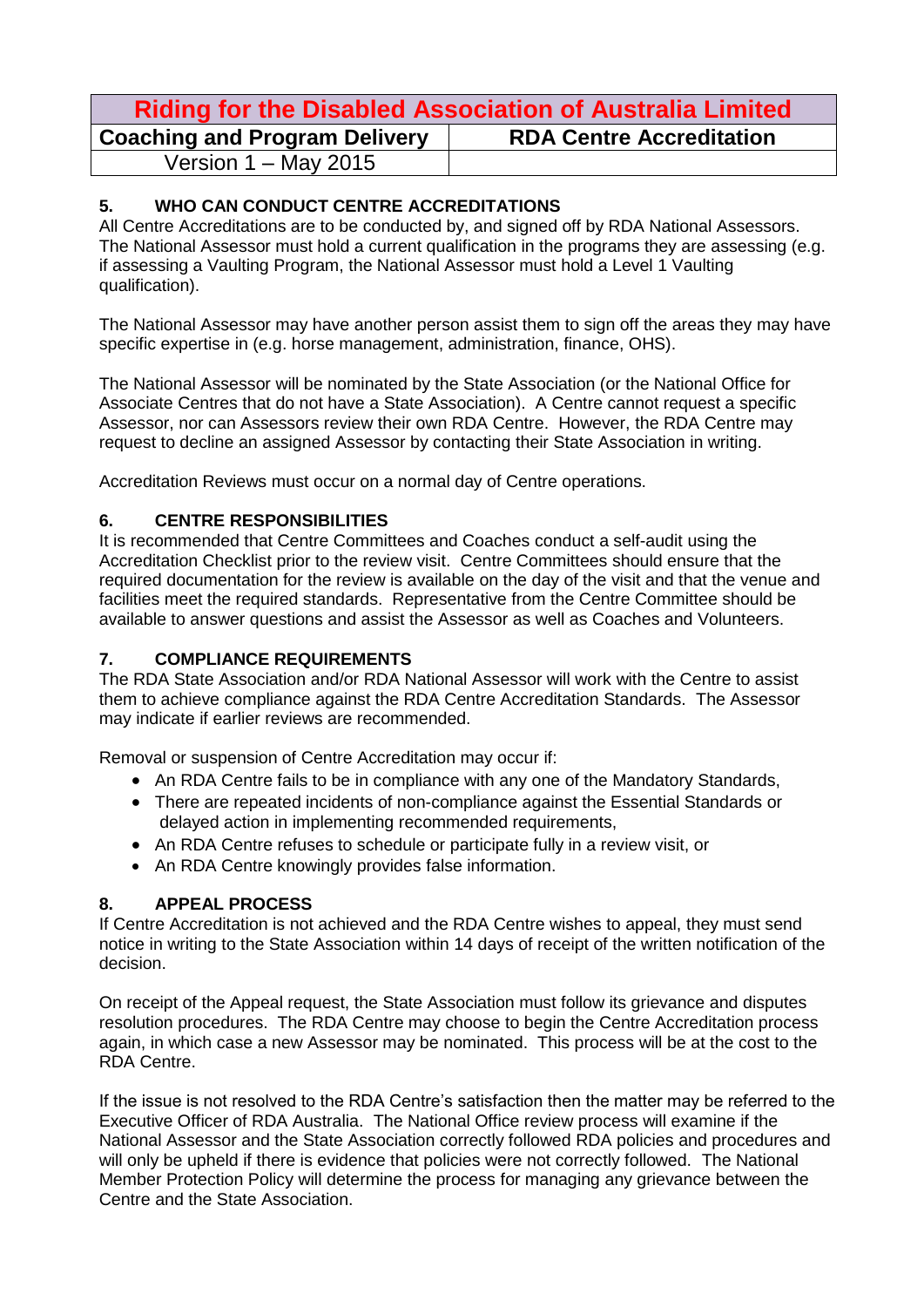## 5. WHO CAN CONDUCT CENTRE ACCREDITATIONS

All Centre Accreditations are to be conducted by, and signed off by RDA National Assessors. The National Assessor must hold a current qualification in the programs they are assessing (e.g. if assessing a Vaulting Program, the National Assessor must hold a Level 1 Vaulting qualification).

The National Assessor may have another person assist them to sign off the areas they may have specific expertise in (e.g. horse management, administration, finance, OHS).

The National Assessor will be nominated by the State Association (or the National Office for Associate Centres that do not have a State Association). A Centre cannot request a specific Assessor, nor can Assessors review their own RDA Centre. However, the RDA Centre may request to decline an assigned Assessor by contacting their State Association in writing.

Accreditation Reviews must occur on a normal day of Centre operations.

## 6. CENTRE RESPONSIBILITIES

It is recommended that Centre Committees and Coaches conduct a self-audit using the Accreditation Checklist prior to the review visit. Centre Committees should ensure that the required documentation for the review is available on the day of the visit and that the venue and facilities meet the required standards. Representative from the Centre Committee should be available to answer questions and assist the Assessor as well as Coaches and Volunteers.

## 7. COMPLIANCE REQUIREMENTS

The RDA State Association and/or RDA National Assessor will work with the Centre to assist them to achieve compliance against the RDA Centre Accreditation Standards. The Assessor may indicate if earlier reviews are recommended.

Removal or suspension of Centre Accreditation may occur if:

- An RDA Centre fails to be in compliance with any one of the Mandatory Standards,
- There are repeated incidents of non-compliance against the Essential Standards or delayed action in implementing recommended requirements,
- An RDA Centre refuses to schedule or participate fully in a review visit, or
- An RDA Centre knowingly provides false information.

## 8. APPEAL PROCESS

If Centre Accreditation is not achieved and the RDA Centre wishes to appeal, they must send notice in writing to the State Association within 14 days of receipt of the written notification of the decision.

On receipt of the Appeal request, the State Association must follow its grievance and disputes resolution procedures. The RDA Centre may choose to begin the Centre Accreditation process again, in which case a new Assessor may be nominated. This process will be at the cost to the RDA Centre.

If the issue is not resolved to the RDA Centre's satisfaction then the matter may be referred to the Executive Officer of RDA Australia. The National Office review process will examine if the National Assessor and the State Association correctly followed RDA policies and procedures and will only be upheld if there is evidence that policies were not correctly followed. The National Member Protection Policy will determine the process for managing any grievance between the Centre and the State Association.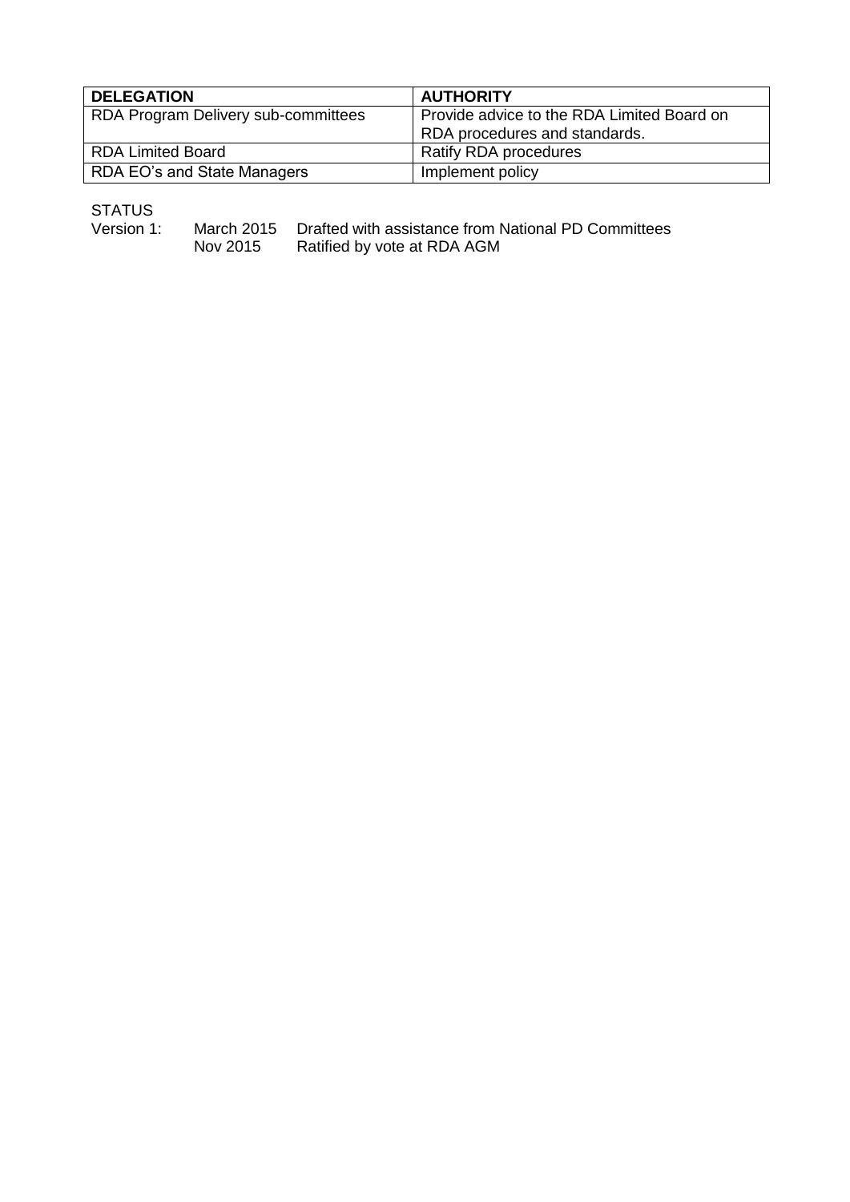| DELEGATION | AUTHORITY |
| --- | --- |
| RDA Program Delivery sub-committees | Provide advice to the RDA Limited Board on RDA procedures and standards. |
| RDA Limited Board | Ratify RDA procedures |
| RDA EO's and State Managers | Implement policy |

STATUS

| | | |
| --- | --- | --- |
| Version 1: | March 2015 | Drafted with assistance from National PD Committees |
| | Nov 2015 | Ratified by vote at RDA AGM |